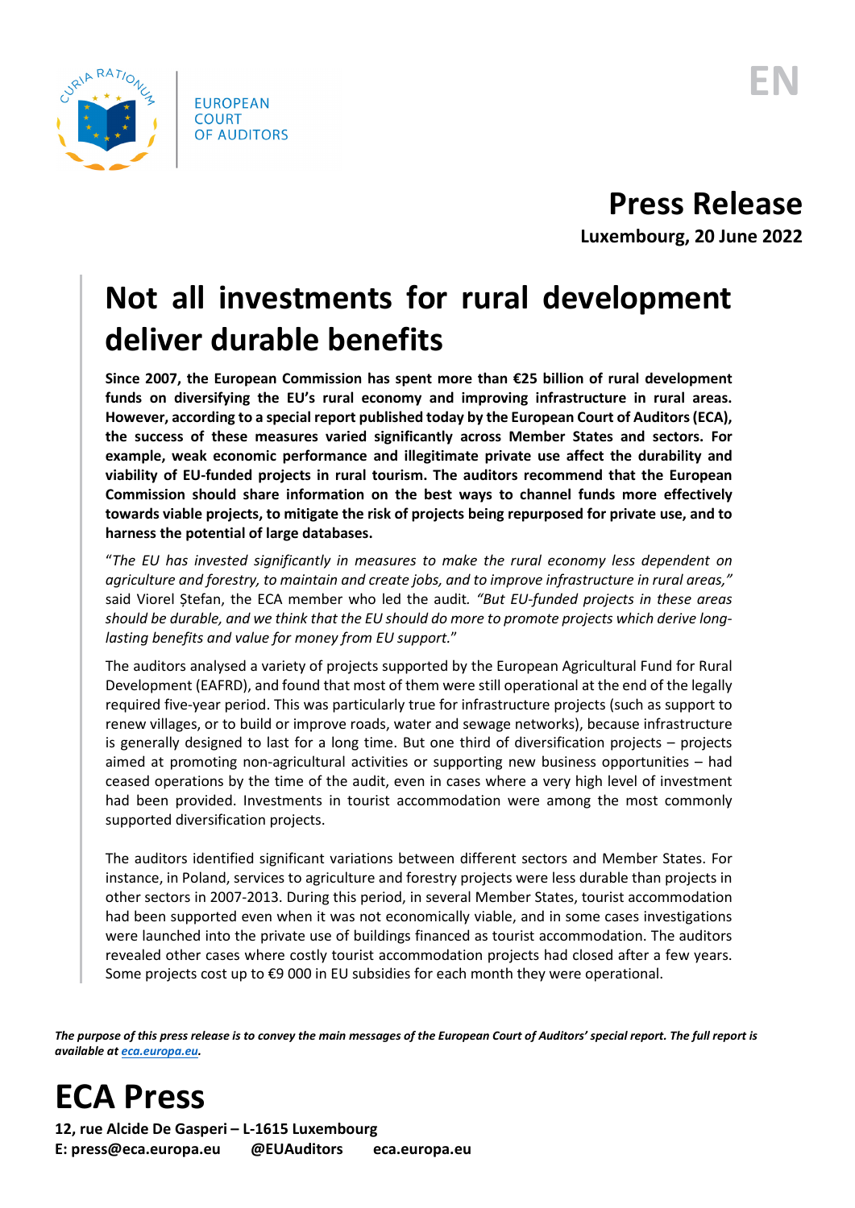EUROPEAN COURT OF AUDITORS

EN

# Press Release

**Luxembourg, 20 June 2022**

# Not all investments for rural development deliver durable benefits

**Since 2007, the European Commission has spent more than €25 billion of rural development funds on diversifying the EU's rural economy and improving infrastructure in rural areas. However, according to a special report published today by the European Court of Auditors (ECA), the success of these measures varied significantly across Member States and sectors. For example, weak economic performance and illegitimate private use affect the durability and viability of EU-funded projects in rural tourism. The auditors recommend that the European Commission should share information on the best ways to channel funds more effectively towards viable projects, to mitigate the risk of projects being repurposed for private use, and to harness the potential of large databases.**

"*The EU has invested significantly in measures to make the rural economy less dependent on agriculture and forestry, to maintain and create jobs, and to improve infrastructure in rural areas,*" said Viorel Ștefan, the ECA member who led the audit. *"But EU-funded projects in these areas should be durable, and we think that the EU should do more to promote projects which derive long-lasting benefits and value for money from EU support.*"

The auditors analysed a variety of projects supported by the European Agricultural Fund for Rural Development (EAFRD), and found that most of them were still operational at the end of the legally required five-year period. This was particularly true for infrastructure projects (such as support to renew villages, or to build or improve roads, water and sewage networks), because infrastructure is generally designed to last for a long time. But one third of diversification projects – projects aimed at promoting non-agricultural activities or supporting new business opportunities – had ceased operations by the time of the audit, even in cases where a very high level of investment had been provided. Investments in tourist accommodation were among the most commonly supported diversification projects.

The auditors identified significant variations between different sectors and Member States. For instance, in Poland, services to agriculture and forestry projects were less durable than projects in other sectors in 2007-2013. During this period, in several Member States, tourist accommodation had been supported even when it was not economically viable, and in some cases investigations were launched into the private use of buildings financed as tourist accommodation. The auditors revealed other cases where costly tourist accommodation projects had closed after a few years. Some projects cost up to €9 000 in EU subsidies for each month they were operational.

***The purpose of this press release is to convey the main messages of the European Court of Auditors' special report. The full report is available at [eca.europa.eu](eca.europa.eu).***

# ECA Press

**12, rue Alcide De Gasperi – L-1615 Luxembourg**
**E: press@eca.europa.eu @EUAuditors eca.europa.eu**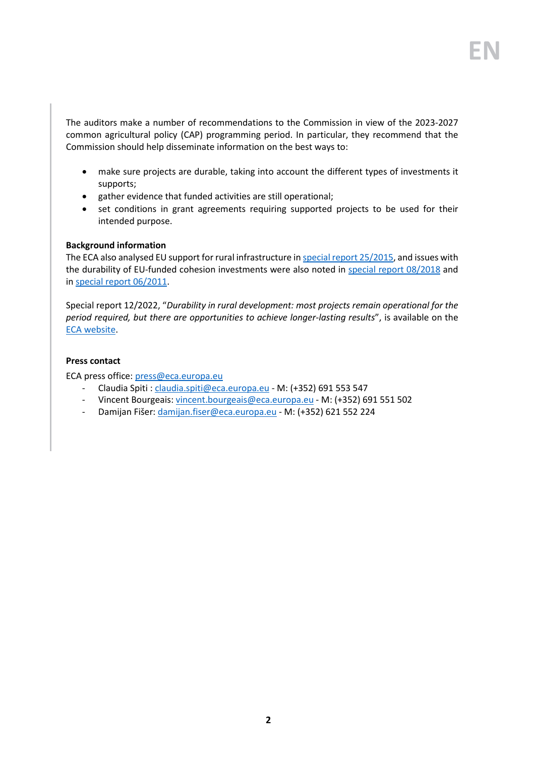The auditors make a number of recommendations to the Commission in view of the 2023-2027 common agricultural policy (CAP) programming period. In particular, they recommend that the Commission should help disseminate information on the best ways to:

- make sure projects are durable, taking into account the different types of investments it supports;
- gather evidence that funded activities are still operational;
- set conditions in grant agreements requiring supported projects to be used for their intended purpose.

**Background information**

The ECA also analysed EU support for rural infrastructure in special report 25/2015, and issues with the durability of EU-funded cohesion investments were also noted in special report 08/2018 and in special report 06/2011.

Special report 12/2022, "*Durability in rural development: most projects remain operational for the period required, but there are opportunities to achieve longer-lasting results*", is available on the ECA website.

**Press contact**

ECA press office: press@eca.europa.eu

- Claudia Spiti : claudia.spiti@eca.europa.eu - M: (+352) 691 553 547
- Vincent Bourgeais: vincent.bourgeais@eca.europa.eu - M: (+352) 691 551 502
- Damijan Fišer: damijan.fiser@eca.europa.eu - M: (+352) 621 552 224